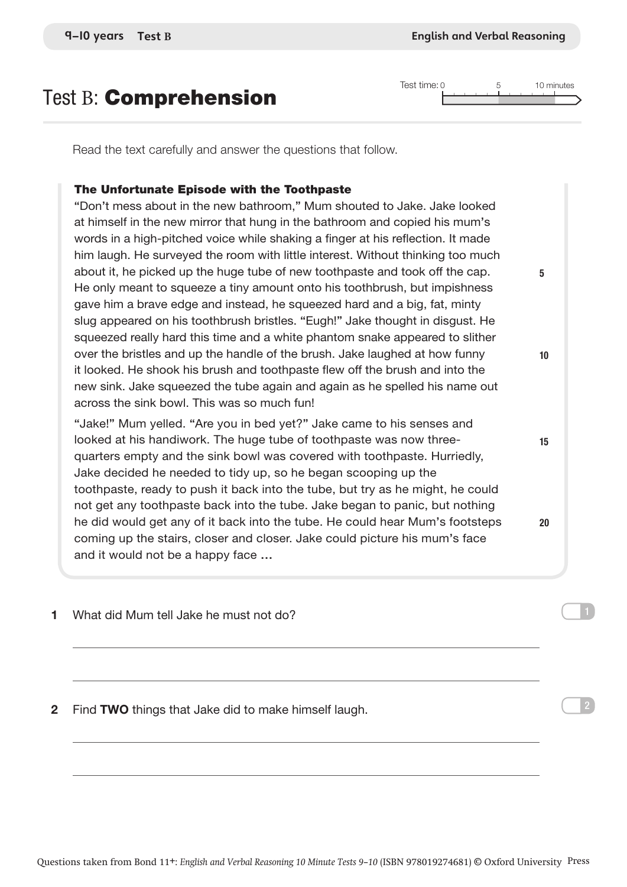# Test B: **Comprehension**

Test time: 0 5 10 minutes

Read the text carefully and answer the questions that follow.

**The Unfortunate Episode with the Toothpaste**

"Don't mess about in the new bathroom," Mum shouted to Jake. Jake looked at himself in the new mirror that hung in the bathroom and copied his mum's words in a high-pitched voice while shaking a finger at his reflection. It made him laugh. He surveyed the room with little interest. Without thinking too much about it, he picked up the huge tube of new toothpaste and took off the cap. He only meant to squeeze a tiny amount onto his toothbrush, but impishness gave him a brave edge and instead, he squeezed hard and a big, fat, minty slug appeared on his toothbrush bristles. "Eugh!" Jake thought in disgust. He squeezed really hard this time and a white phantom snake appeared to slither over the bristles and up the handle of the brush. Jake laughed at how funny it looked. He shook his brush and toothpaste flew off the brush and into the new sink. Jake squeezed the tube again and again as he spelled his name out across the sink bowl. This was so much fun!

"Jake!" Mum yelled. "Are you in bed yet?" Jake came to his senses and looked at his handiwork. The huge tube of toothpaste was now three-quarters empty and the sink bowl was covered with toothpaste. Hurriedly, Jake decided he needed to tidy up, so he began scooping up the toothpaste, ready to push it back into the tube, but try as he might, he could not get any toothpaste back into the tube. Jake began to panic, but nothing he did would get any of it back into the tube. He could hear Mum's footsteps coming up the stairs, closer and closer. Jake could picture his mum's face and it would not be a happy face …

**1** What did Mum tell Jake he must not do? (1)

______________________________________________

______________________________________________

**2** Find **TWO** things that Jake did to make himself laugh. (2)

______________________________________________

______________________________________________

Questions taken from Bond 11+: *English and Verbal Reasoning 10 Minute Tests 9–10* (ISBN 978019274681) © Oxford University Press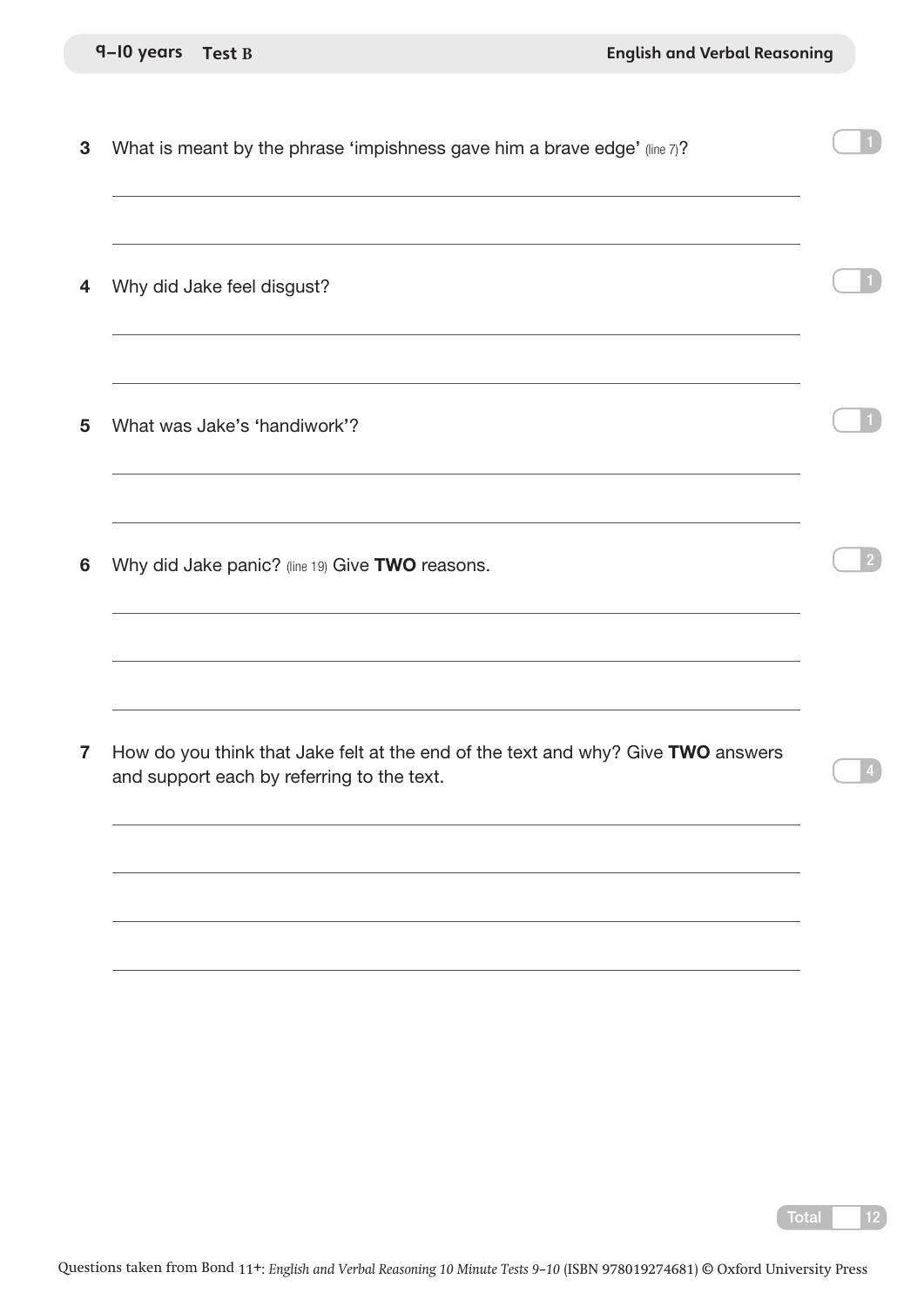3 What is meant by the phrase 'impishness gave him a brave edge' (line 7)? 1

4 Why did Jake feel disgust? 1

5 What was Jake's 'handiwork'? 1

6 Why did Jake panic? (line 19) Give **TWO** reasons. 2

7 How do you think that Jake felt at the end of the text and why? Give **TWO** answers and support each by referring to the text. 4

Total 12

Questions taken from Bond 11+: *English and Verbal Reasoning 10 Minute Tests 9–10* (ISBN 978019274681) © Oxford University Press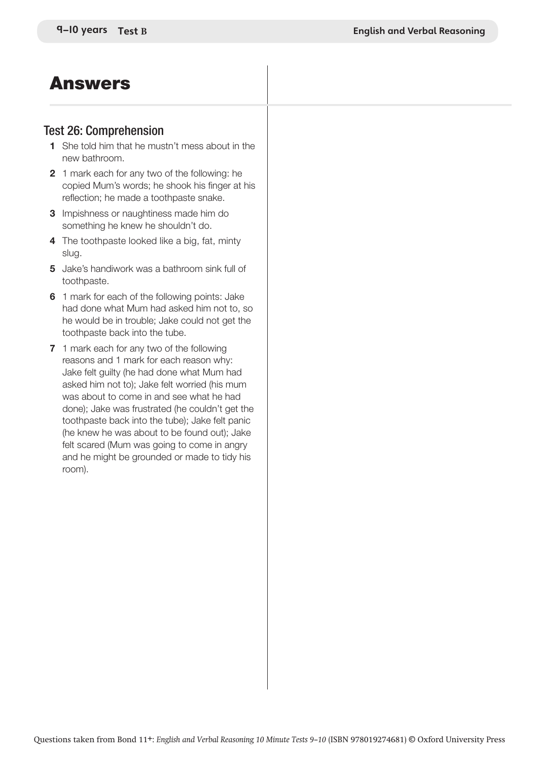# Answers

## Test 26: Comprehension

1. She told him that he mustn't mess about in the new bathroom.
2. 1 mark each for any two of the following: he copied Mum's words; he shook his finger at his reflection; he made a toothpaste snake.
3. Impishness or naughtiness made him do something he knew he shouldn't do.
4. The toothpaste looked like a big, fat, minty slug.
5. Jake's handiwork was a bathroom sink full of toothpaste.
6. 1 mark for each of the following points: Jake had done what Mum had asked him not to, so he would be in trouble; Jake could not get the toothpaste back into the tube.
7. 1 mark each for any two of the following reasons and 1 mark for each reason why: Jake felt guilty (he had done what Mum had asked him not to); Jake felt worried (his mum was about to come in and see what he had done); Jake was frustrated (he couldn't get the toothpaste back into the tube); Jake felt panic (he knew he was about to be found out); Jake felt scared (Mum was going to come in angry and he might be grounded or made to tidy his room).

Questions taken from Bond 11+: *English and Verbal Reasoning 10 Minute Tests 9–10* (ISBN 978019274681) © Oxford University Press